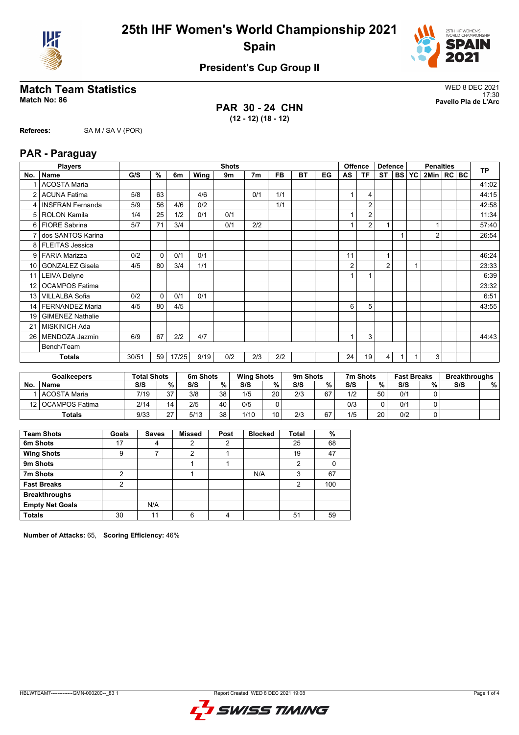# 25th IHF Women's World Championship 2021

## Spain

### President's Cup Group II

## Match Team Statistics

**Match No: 86**

WED 8 DEC 2021
17:30
**Pavello Pla de L'Arc**

**PAR 30 - 24 CHN**
**(12 - 12) (18 - 12)**

**Referees:** SA M / SA V (POR)

## PAR - Paraguay

| No. | Name | G/S | % | 6m | Wing | 9m | 7m | FB | BT | EG | AS | TF | ST | BS | YC | 2Min | RC | BC | TP |
|---|---|---|---|---|---|---|---|---|---|---|---|---|---|---|---|---|---|---|---|
| 1 | ACOSTA Maria | | | | | | | | | | | | | | | | | | 41:02 |
| 2 | ACUNA Fatima | 5/8 | 63 | | 4/6 | | 0/1 | 1/1 | | | 1 | 4 | | | | | | | 44:15 |
| 4 | INSFRAN Fernanda | 5/9 | 56 | 4/6 | 0/2 | | | 1/1 | | | | 2 | | | | | | | 42:58 |
| 5 | ROLON Kamila | 1/4 | 25 | 1/2 | 0/1 | 0/1 | | | | | 1 | 2 | | | | | | | 11:34 |
| 6 | FIORE Sabrina | 5/7 | 71 | 3/4 | | 0/1 | 2/2 | | | | 1 | 2 | 1 | | | 1 | | | 57:40 |
| 7 | dos SANTOS Karina | | | | | | | | | | | | | 1 | | 2 | | | 26:54 |
| 8 | FLEITAS Jessica | | | | | | | | | | | | | | | | | | |
| 9 | FARIA Marizza | 0/2 | 0 | 0/1 | 0/1 | | | | | | 11 | | 1 | | | | | | 46:24 |
| 10 | GONZALEZ Gisela | 4/5 | 80 | 3/4 | 1/1 | | | | | | 2 | | 2 | | 1 | | | | 23:33 |
| 11 | LEIVA Delyne | | | | | | | | | | 1 | 1 | | | | | | | 6:39 |
| 12 | OCAMPOS Fatima | | | | | | | | | | | | | | | | | | 23:32 |
| 13 | VILLALBA Sofia | 0/2 | 0 | 0/1 | 0/1 | | | | | | | | | | | | | | 6:51 |
| 14 | FERNANDEZ Maria | 4/5 | 80 | 4/5 | | | | | | | 6 | 5 | | | | | | | 43:55 |
| 19 | GIMENEZ Nathalie | | | | | | | | | | | | | | | | | | |
| 21 | MISKINICH Ada | | | | | | | | | | | | | | | | | | |
| 26 | MENDOZA Jazmin | 6/9 | 67 | 2/2 | 4/7 | | | | | | 1 | 3 | | | | | | | 44:43 |
| | Bench/Team | | | | | | | | | | | | | | | | | | |
| | **Totals** | 30/51 | 59 | 17/25 | 9/19 | 0/2 | 2/3 | 2/2 | | | 24 | 19 | 4 | 1 | 1 | 3 | | | |

| No. | Goalkeepers | Total Shots S/S | % | 6m Shots S/S | % | Wing Shots S/S | % | 9m Shots S/S | % | 7m Shots S/S | % | Fast Breaks S/S | % | Breakthroughs S/S | % |
|---|---|---|---|---|---|---|---|---|---|---|---|---|---|---|---|
| 1 | ACOSTA Maria | 7/19 | 37 | 3/8 | 38 | 1/5 | 20 | 2/3 | 67 | 1/2 | 50 | 0/1 | 0 | | |
| 12 | OCAMPOS Fatima | 2/14 | 14 | 2/5 | 40 | 0/5 | 0 | | | 0/3 | 0 | 0/1 | 0 | | |
| | **Totals** | 9/33 | 27 | 5/13 | 38 | 1/10 | 10 | 2/3 | 67 | 1/5 | 20 | 0/2 | 0 | | |

| Team Shots | Goals | Saves | Missed | Post | Blocked | Total | % |
|---|---|---|---|---|---|---|---|
| **6m Shots** | 17 | 4 | 2 | 2 | | 25 | 68 |
| **Wing Shots** | 9 | 7 | 2 | 1 | | 19 | 47 |
| **9m Shots** | | | 1 | 1 | | 2 | 0 |
| **7m Shots** | 2 | | 1 | | N/A | 3 | 67 |
| **Fast Breaks** | 2 | | | | | 2 | 100 |
| **Breakthroughs** | | | | | | | |
| **Empty Net Goals** | | N/A | | | | | |
| **Totals** | 30 | 11 | 6 | 4 | | 51 | 59 |

**Number of Attacks:** 65, **Scoring Efficiency:** 46%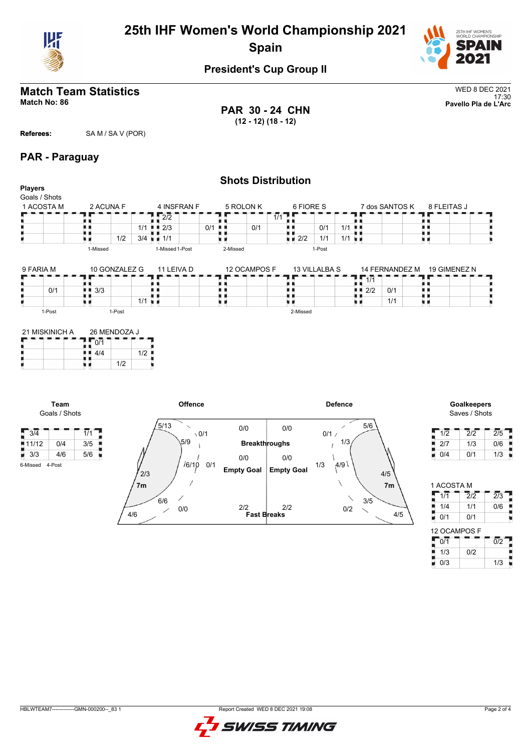# 25th IHF Women's World Championship 2021
## Spain

### President's Cup Group II

## Match Team Statistics
**Match No: 86**

WED 8 DEC 2021
17:30
**Pavello Pla de L'Arc**

**PAR 30 - 24 CHN**
**(12 - 12) (18 - 12)**

**Referees:** SA M / SA V (POR)

## PAR - Paraguay

### Shots Distribution

**Players**
Goals / Shots

**1 ACOSTA M**

| | | |
|---|---|---|
| | | |
| | | |
| | | |

**2 ACUNA F**

| | | |
|---|---|---|
| | | |
| | | 1/1 |
| | 1/2 | 3/4 |

1-Missed

**4 INSFRAN F**

| | | |
|---|---|---|
| 2/2 | | |
| 2/3 | | 0/1 |
| 1/1 | | |

1-Missed 1-Post

**5 ROLON K**

| | | |
|---|---|---|
| | | 1/1 |
| | 0/1 | |
| | | |

2-Missed

**6 FIORE S**

| | | |
|---|---|---|
| | | |
| | 0/1 | 1/1 |
| 2/2 | 1/1 | 1/1 |

1-Post

**7 dos SANTOS K**

| | | |
|---|---|---|
| | | |
| | | |
| | | |

**8 FLEITAS J**

| | | |
|---|---|---|
| | | |
| | | |
| | | |

**9 FARIA M**

| | | |
|---|---|---|
| | | |
| | 0/1 | |
| | | |

1-Post

**10 GONZALEZ G**

| | | |
|---|---|---|
| | | |
| 3/3 | | |
| | | 1/1 |

1-Post

**11 LEIVA D**

| | | |
|---|---|---|
| | | |
| | | |
| | | |

**12 OCAMPOS F**

| | | |
|---|---|---|
| | | |
| | | |
| | | |

**13 VILLALBA S**

| | | |
|---|---|---|
| | | |
| | | |
| | | |

2-Missed

**14 FERNANDEZ M**

| | | |
|---|---|---|
| 1/1 | | |
| 2/2 | 0/1 | |
| | 1/1 | |

**19 GIMENEZ N**

| | | |
|---|---|---|
| | | |
| | | |
| | | |

**21 MISKINICH A**

| | | |
|---|---|---|
| | | |
| | | |
| | | |

**26 MENDOZA J**

| | | |
|---|---|---|
| 0/1 | | |
| 4/4 | | 1/2 |
| | 1/2 | |

**Team**
Goals / Shots

| | | |
|---|---|---|
| 3/4 | | 1/1 |
| 11/12 | 0/4 | 3/5 |
| 3/3 | 4/6 | 5/6 |

6-Missed 4-Post

**Offence**

| Area | Goals / Shots |
|---|---|
| Left wing | 5/13 |
| Left 9m | 5/9 |
| Centre 9m | 6/10 |
| Right 9m | 0/1 |
| Right wing | 0/1 |
| Left 6m | 2/3 |
| Centre 6m | 6/6 |
| Right 6m | 0/1 |
| Far left | 4/6 |
| Far right | 0/0 |
| 7m | 2/3 |
| Breakthroughs | 0/0 |
| Empty Goal | 0/0 |
| Fast Breaks | 2/2 |

**Defence**

| Area | Goals / Shots |
|---|---|
| Breakthroughs | 0/0 |
| Empty Goal | 0/0 |
| Fast Breaks | 2/2 |
| Right wing | 5/6 |
| Right 9m | 1/3 |
| Centre 9m | 4/9 |
| Left 9m | 0/1 |
| Left 6m | 1/3 |
| Right 6m | 3/5 |
| Centre 6m | 0/2 |
| Far right | 4/5 |
| 7m | 4/5 |

**Goalkeepers**
Saves / Shots

| | | |
|---|---|---|
| 1/2 | 2/2 | 2/5 |
| 2/7 | 1/3 | 0/6 |
| 0/4 | 0/1 | 1/3 |

**1 ACOSTA M**

| | | |
|---|---|---|
| 1/1 | 2/2 | 2/3 |
| 1/4 | 1/1 | 0/6 |
| 0/1 | 0/1 | |

**12 OCAMPOS F**

| | | |
|---|---|---|
| 0/1 | | 0/2 |
| 1/3 | 0/2 | |
| 0/3 | | 1/3 |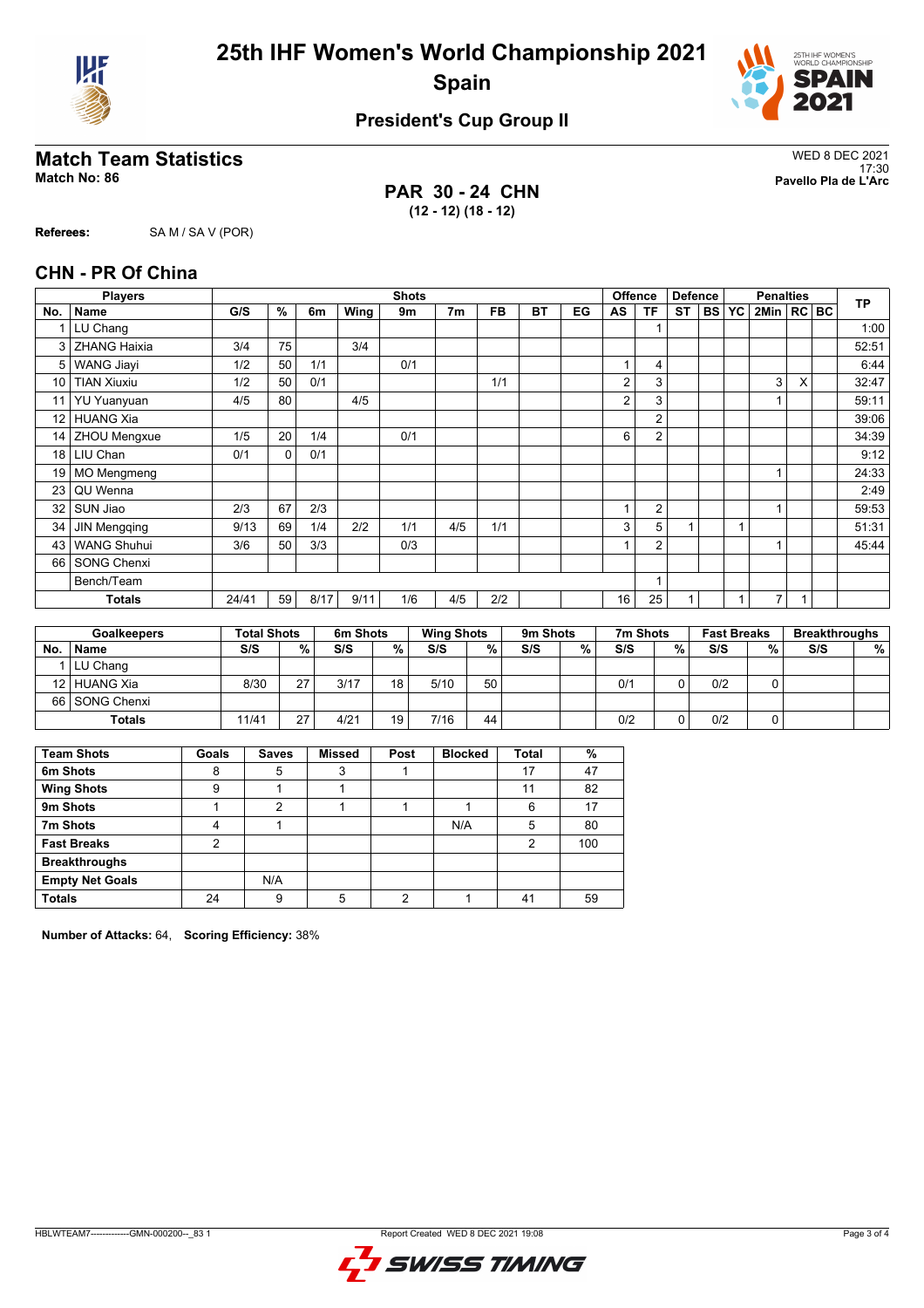# 25th IHF Women's World Championship 2021
# Spain

## President's Cup Group II

## Match Team Statistics

**Match No: 86**

WED 8 DEC 2021
17:30
**Pavello Pla de L'Arc**

### PAR 30 - 24 CHN
**(12 - 12) (18 - 12)**

**Referees:** SA M / SA V (POR)

## CHN - PR Of China

| Players | | Shots | | | | | | | | | Offence | | Defence | | | Penalties | | | TP |
|---|---|---|---|---|---|---|---|---|---|---|---|---|---|---|---|---|---|---|---|
| No. | Name | G/S | % | 6m | Wing | 9m | 7m | FB | BT | EG | AS | TF | ST | BS | YC | 2Min | RC | BC | |
| 1 | LU Chang | | | | | | | | | | | 1 | | | | | | | 1:00 |
| 3 | ZHANG Haixia | 3/4 | 75 | | 3/4 | | | | | | | | | | | | | | 52:51 |
| 5 | WANG Jiayi | 1/2 | 50 | 1/1 | | 0/1 | | | | | 1 | 4 | | | | | | | 6:44 |
| 10 | TIAN Xiuxiu | 1/2 | 50 | 0/1 | | | | 1/1 | | | 2 | 3 | | | | 3 | X | | 32:47 |
| 11 | YU Yuanyuan | 4/5 | 80 | | 4/5 | | | | | | 2 | 3 | | | | 1 | | | 59:11 |
| 12 | HUANG Xia | | | | | | | | | | | 2 | | | | | | | 39:06 |
| 14 | ZHOU Mengxue | 1/5 | 20 | 1/4 | | 0/1 | | | | | 6 | 2 | | | | | | | 34:39 |
| 18 | LIU Chan | 0/1 | 0 | 0/1 | | | | | | | | | | | | | | | 9:12 |
| 19 | MO Mengmeng | | | | | | | | | | | | | | | 1 | | | 24:33 |
| 23 | QU Wenna | | | | | | | | | | | | | | | | | | 2:49 |
| 32 | SUN Jiao | 2/3 | 67 | 2/3 | | | | | | | 1 | 2 | | | | 1 | | | 59:53 |
| 34 | JIN Mengqing | 9/13 | 69 | 1/4 | 2/2 | 1/1 | 4/5 | 1/1 | | | 3 | 5 | 1 | | 1 | | | | 51:31 |
| 43 | WANG Shuhui | 3/6 | 50 | 3/3 | | 0/3 | | | | | 1 | 2 | | | | 1 | | | 45:44 |
| 66 | SONG Chenxi | | | | | | | | | | | | | | | | | | |
| | Bench/Team | | | | | | | | | | | 1 | | | | | | | |
| | **Totals** | 24/41 | 59 | 8/17 | 9/11 | 1/6 | 4/5 | 2/2 | | | 16 | 25 | 1 | | 1 | 7 | 1 | | |

| Goalkeepers | | Total Shots | | 6m Shots | | Wing Shots | | 9m Shots | | 7m Shots | | Fast Breaks | | Breakthroughs | |
|---|---|---|---|---|---|---|---|---|---|---|---|---|---|---|---|
| No. | Name | S/S | % | S/S | % | S/S | % | S/S | % | S/S | % | S/S | % | S/S | % |
| 1 | LU Chang | | | | | | | | | | | | | | |
| 12 | HUANG Xia | 8/30 | 27 | 3/17 | 18 | 5/10 | 50 | | | 0/1 | 0 | 0/2 | 0 | | |
| 66 | SONG Chenxi | | | | | | | | | | | | | | |
| | **Totals** | 11/41 | 27 | 4/21 | 19 | 7/16 | 44 | | | 0/2 | 0 | 0/2 | 0 | | |

| Team Shots | Goals | Saves | Missed | Post | Blocked | Total | % |
|---|---|---|---|---|---|---|---|
| 6m Shots | 8 | 5 | 3 | 1 | | 17 | 47 |
| Wing Shots | 9 | 1 | 1 | | | 11 | 82 |
| 9m Shots | 1 | 2 | 1 | 1 | 1 | 6 | 17 |
| 7m Shots | 4 | 1 | | | N/A | 5 | 80 |
| Fast Breaks | 2 | | | | | 2 | 100 |
| Breakthroughs | | | | | | | |
| Empty Net Goals | | N/A | | | | | |
| Totals | 24 | 9 | 5 | 2 | 1 | 41 | 59 |

**Number of Attacks:** 64, **Scoring Efficiency:** 38%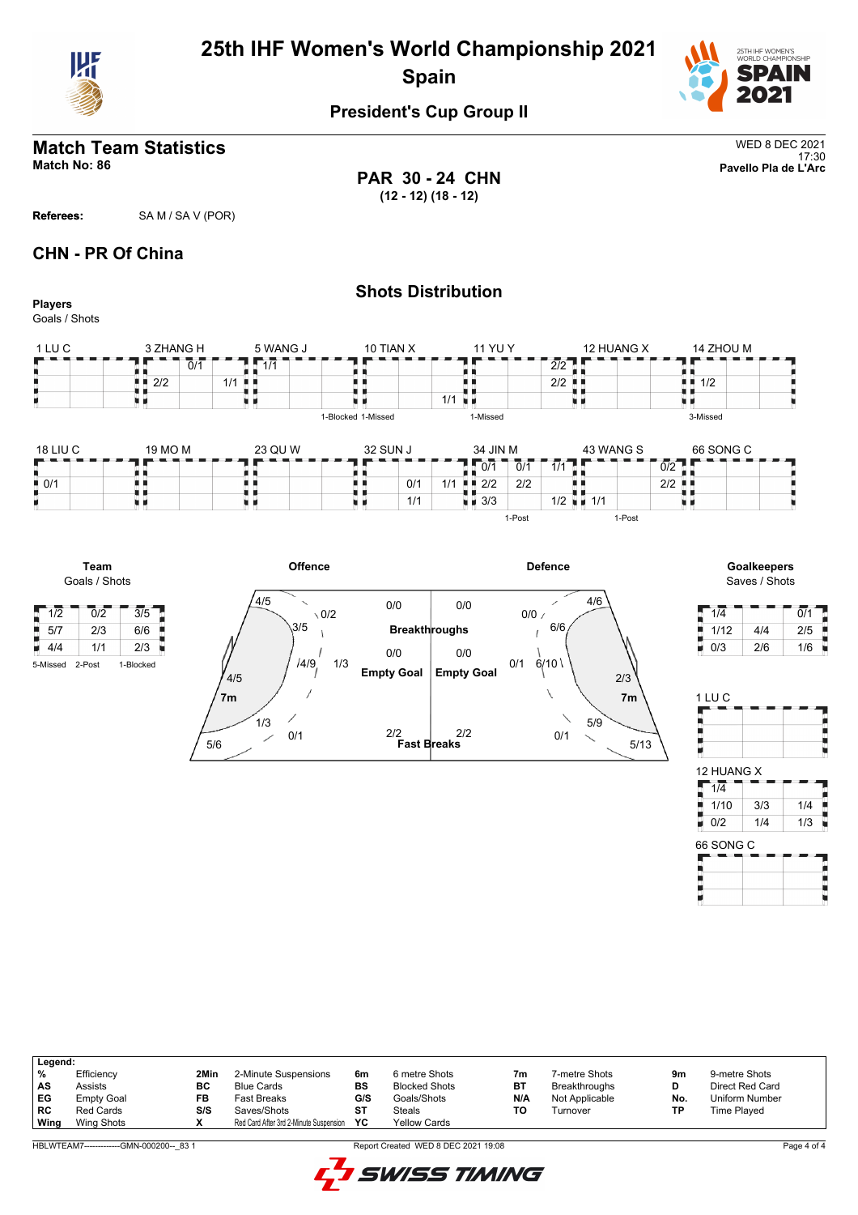# 25th IHF Women's World Championship 2021

## Spain

### President's Cup Group II

## Match Team Statistics

**Match No: 86**

WED 8 DEC 2021
17:30
**Pavello Pla de L'Arc**

**PAR 30 - 24 CHN**
**(12 - 12) (18 - 12)**

**Referees:** SA M / SA V (POR)

## CHN - PR Of China

### Shots Distribution

**Players**
Goals / Shots

1 LU C

3 ZHANG H
0/1
2/2 1/1

5 WANG J
1/1

10 TIAN X
1/1
1-Blocked 1-Missed

11 YU Y
2/2
2/2
1-Missed

12 HUANG X

14 ZHOU M
1/2
3-Missed

18 LIU C
0/1

19 MO M

23 QU W

32 SUN J
0/1 1/1
1/1

34 JIN M
0/1 0/1 1/1
2/2 2/2
3/3 1/2
1-Post

43 WANG S
0/2
2/2
1/1
1-Post

66 SONG C

**Team**
Goals / Shots

| | | |
|---|---|---|
| 1/2 | 0/2 | 3/5 |
| 5/7 | 2/3 | 6/6 |
| 4/4 | 1/1 | 2/3 |

5-Missed 2-Post 1-Blocked

**Offence**

4/5
0/2
3/5
4/9
1/3
4/5
7m
1/3
0/1
5/6

0/0 0/0
Breakthroughs
0/0 0/0
Empty Goal Empty Goal
2/2 2/2
Fast Breaks

**Defence**

0/0
4/6
6/6
0/1
6/10
2/3
7m
5/9
0/1
5/13

**Goalkeepers**
Saves / Shots

| | | |
|---|---|---|
| 1/4 | | 0/1 |
| 1/12 | 4/4 | 2/5 |
| 0/3 | 2/6 | 1/6 |

1 LU C

| | | |
|---|---|---|
| | | |
| | | |
| | | |

12 HUANG X

| | | |
|---|---|---|
| 1/4 | | |
| 1/10 | 3/3 | 1/4 |
| 0/2 | 1/4 | 1/3 |

66 SONG C

| | | |
|---|---|---|
| | | |
| | | |
| | | |

**Legend:**

| | | | | | | | | | |
|---|---|---|---|---|---|---|---|---|---|
| % | Efficiency | 2Min | 2-Minute Suspensions | 6m | 6 metre Shots | 7m | 7-metre Shots | 9m | 9-metre Shots |
| AS | Assists | BC | Blue Cards | BS | Blocked Shots | BT | Breakthroughs | D | Direct Red Card |
| EG | Empty Goal | FB | Fast Breaks | G/S | Goals/Shots | N/A | Not Applicable | No. | Uniform Number |
| RC | Red Cards | S/S | Saves/Shots | ST | Steals | TO | Turnover | TP | Time Played |
| Wing | Wing Shots | X | Red Card After 3rd 2-Minute Suspension | YC | Yellow Cards | | | | |

HBLWTEAM7-------------GMN-000200--_83 1 Report Created WED 8 DEC 2021 19:08